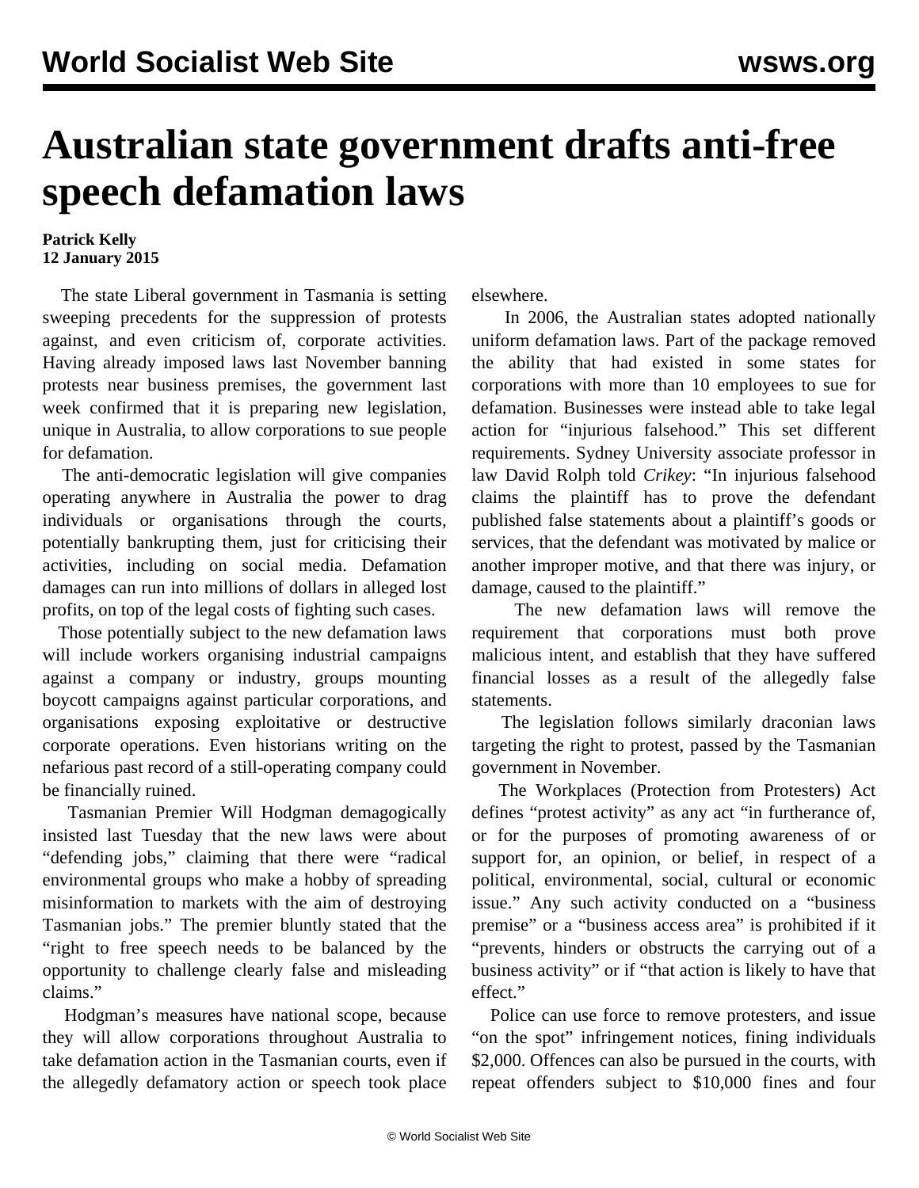# Australian state government drafts anti-free speech defamation laws

**Patrick Kelly**
**12 January 2015**

The state Liberal government in Tasmania is setting sweeping precedents for the suppression of protests against, and even criticism of, corporate activities. Having already imposed laws last November banning protests near business premises, the government last week confirmed that it is preparing new legislation, unique in Australia, to allow corporations to sue people for defamation.

The anti-democratic legislation will give companies operating anywhere in Australia the power to drag individuals or organisations through the courts, potentially bankrupting them, just for criticising their activities, including on social media. Defamation damages can run into millions of dollars in alleged lost profits, on top of the legal costs of fighting such cases.

Those potentially subject to the new defamation laws will include workers organising industrial campaigns against a company or industry, groups mounting boycott campaigns against particular corporations, and organisations exposing exploitative or destructive corporate operations. Even historians writing on the nefarious past record of a still-operating company could be financially ruined.

Tasmanian Premier Will Hodgman demagogically insisted last Tuesday that the new laws were about "defending jobs," claiming that there were "radical environmental groups who make a hobby of spreading misinformation to markets with the aim of destroying Tasmanian jobs." The premier bluntly stated that the "right to free speech needs to be balanced by the opportunity to challenge clearly false and misleading claims."

Hodgman's measures have national scope, because they will allow corporations throughout Australia to take defamation action in the Tasmanian courts, even if the allegedly defamatory action or speech took place elsewhere.

In 2006, the Australian states adopted nationally uniform defamation laws. Part of the package removed the ability that had existed in some states for corporations with more than 10 employees to sue for defamation. Businesses were instead able to take legal action for "injurious falsehood." This set different requirements. Sydney University associate professor in law David Rolph told *Crikey*: "In injurious falsehood claims the plaintiff has to prove the defendant published false statements about a plaintiff's goods or services, that the defendant was motivated by malice or another improper motive, and that there was injury, or damage, caused to the plaintiff."

The new defamation laws will remove the requirement that corporations must both prove malicious intent, and establish that they have suffered financial losses as a result of the allegedly false statements.

The legislation follows similarly draconian laws targeting the right to protest, passed by the Tasmanian government in November.

The Workplaces (Protection from Protesters) Act defines "protest activity" as any act "in furtherance of, or for the purposes of promoting awareness of or support for, an opinion, or belief, in respect of a political, environmental, social, cultural or economic issue." Any such activity conducted on a "business premise" or a "business access area" is prohibited if it "prevents, hinders or obstructs the carrying out of a business activity" or if "that action is likely to have that effect."

Police can use force to remove protesters, and issue "on the spot" infringement notices, fining individuals $2,000. Offences can also be pursued in the courts, with repeat offenders subject to $10,000 fines and four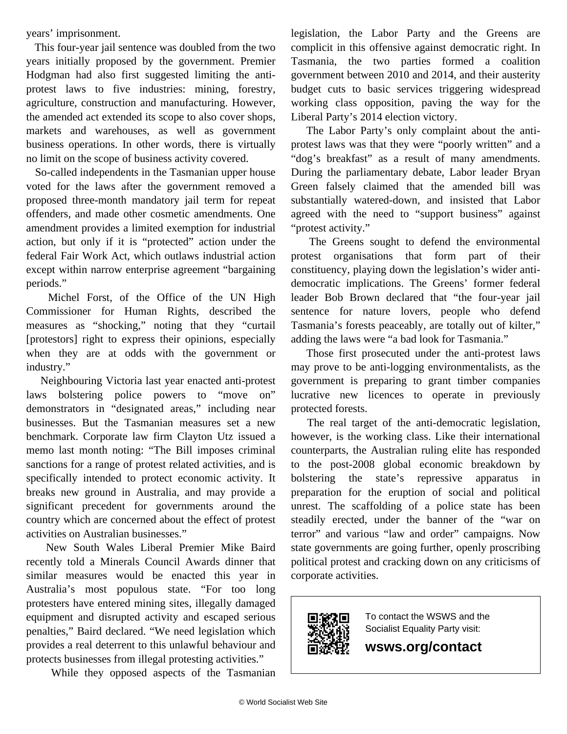years' imprisonment.

This four-year jail sentence was doubled from the two years initially proposed by the government. Premier Hodgman had also first suggested limiting the anti-protest laws to five industries: mining, forestry, agriculture, construction and manufacturing. However, the amended act extended its scope to also cover shops, markets and warehouses, as well as government business operations. In other words, there is virtually no limit on the scope of business activity covered.

So-called independents in the Tasmanian upper house voted for the laws after the government removed a proposed three-month mandatory jail term for repeat offenders, and made other cosmetic amendments. One amendment provides a limited exemption for industrial action, but only if it is "protected" action under the federal Fair Work Act, which outlaws industrial action except within narrow enterprise agreement "bargaining periods."

Michel Forst, of the Office of the UN High Commissioner for Human Rights, described the measures as "shocking," noting that they "curtail [protestors] right to express their opinions, especially when they are at odds with the government or industry."

Neighbouring Victoria last year enacted anti-protest laws bolstering police powers to "move on" demonstrators in "designated areas," including near businesses. But the Tasmanian measures set a new benchmark. Corporate law firm Clayton Utz issued a memo last month noting: "The Bill imposes criminal sanctions for a range of protest related activities, and is specifically intended to protect economic activity. It breaks new ground in Australia, and may provide a significant precedent for governments around the country which are concerned about the effect of protest activities on Australian businesses."

New South Wales Liberal Premier Mike Baird recently told a Minerals Council Awards dinner that similar measures would be enacted this year in Australia's most populous state. "For too long protesters have entered mining sites, illegally damaged equipment and disrupted activity and escaped serious penalties," Baird declared. "We need legislation which provides a real deterrent to this unlawful behaviour and protects businesses from illegal protesting activities."

While they opposed aspects of the Tasmanian legislation, the Labor Party and the Greens are complicit in this offensive against democratic right. In Tasmania, the two parties formed a coalition government between 2010 and 2014, and their austerity budget cuts to basic services triggering widespread working class opposition, paving the way for the Liberal Party's 2014 election victory.

The Labor Party's only complaint about the anti-protest laws was that they were "poorly written" and a "dog's breakfast" as a result of many amendments. During the parliamentary debate, Labor leader Bryan Green falsely claimed that the amended bill was substantially watered-down, and insisted that Labor agreed with the need to "support business" against "protest activity."

The Greens sought to defend the environmental protest organisations that form part of their constituency, playing down the legislation's wider anti-democratic implications. The Greens' former federal leader Bob Brown declared that "the four-year jail sentence for nature lovers, people who defend Tasmania's forests peaceably, are totally out of kilter," adding the laws were "a bad look for Tasmania."

Those first prosecuted under the anti-protest laws may prove to be anti-logging environmentalists, as the government is preparing to grant timber companies lucrative new licences to operate in previously protected forests.

The real target of the anti-democratic legislation, however, is the working class. Like their international counterparts, the Australian ruling elite has responded to the post-2008 global economic breakdown by bolstering the state's repressive apparatus in preparation for the eruption of social and political unrest. The scaffolding of a police state has been steadily erected, under the banner of the "war on terror" and various "law and order" campaigns. Now state governments are going further, openly proscribing political protest and cracking down on any criticisms of corporate activities.

To contact the WSWS and the Socialist Equality Party visit:

**wsws.org/contact**